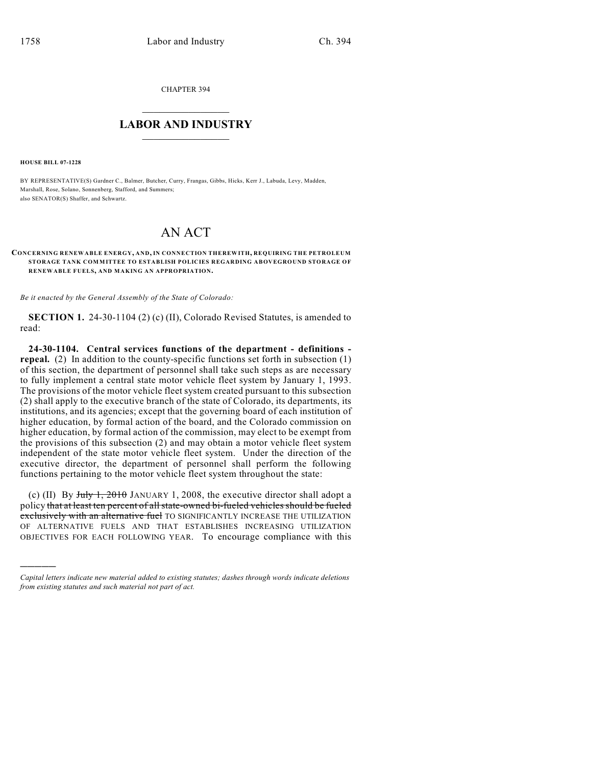CHAPTER 394

# LABOR AND INDUSTRY

**HOUSE BILL 07-1228**

BY REPRESENTATIVE(S) Gardner C., Balmer, Butcher, Curry, Frangas, Gibbs, Hicks, Kerr J., Labuda, Levy, Madden, Marshall, Rose, Solano, Sonnenberg, Stafford, and Summers;
also SENATOR(S) Shaffer, and Schwartz.

# AN ACT

**CONCERNING RENEWABLE ENERGY, AND, IN CONNECTION THEREWITH, REQUIRING THE PETROLEUM STORAGE TANK COMMITTEE TO ESTABLISH POLICIES REGARDING ABOVEGROUND STORAGE OF RENEWABLE FUELS, AND MAKING AN APPROPRIATION.**

*Be it enacted by the General Assembly of the State of Colorado:*

**SECTION 1.** 24-30-1104 (2) (c) (II), Colorado Revised Statutes, is amended to read:

**24-30-1104. Central services functions of the department - definitions - repeal.** (2) In addition to the county-specific functions set forth in subsection (1) of this section, the department of personnel shall take such steps as are necessary to fully implement a central state motor vehicle fleet system by January 1, 1993. The provisions of the motor vehicle fleet system created pursuant to this subsection (2) shall apply to the executive branch of the state of Colorado, its departments, its institutions, and its agencies; except that the governing board of each institution of higher education, by formal action of the board, and the Colorado commission on higher education, by formal action of the commission, may elect to be exempt from the provisions of this subsection (2) and may obtain a motor vehicle fleet system independent of the state motor vehicle fleet system. Under the direction of the executive director, the department of personnel shall perform the following functions pertaining to the motor vehicle fleet system throughout the state:

(c) (II) By ~~July 1, 2010~~ JANUARY 1, 2008, the executive director shall adopt a policy ~~that at least ten percent of all state-owned bi-fueled vehicles should be fueled exclusively with an alternative fuel~~ TO SIGNIFICANTLY INCREASE THE UTILIZATION OF ALTERNATIVE FUELS AND THAT ESTABLISHES INCREASING UTILIZATION OBJECTIVES FOR EACH FOLLOWING YEAR. To encourage compliance with this

---

*Capital letters indicate new material added to existing statutes; dashes through words indicate deletions from existing statutes and such material not part of act.*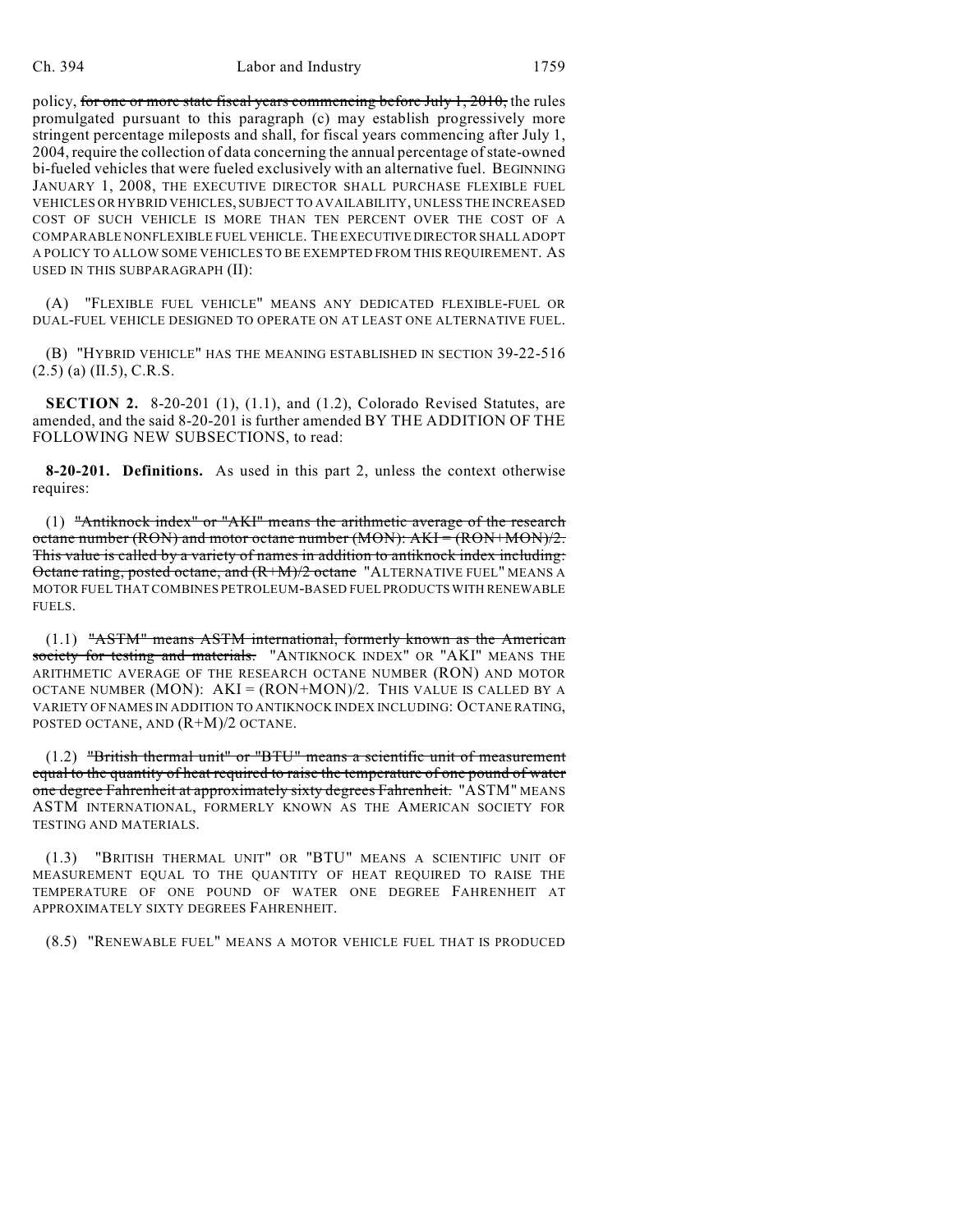policy, ~~for one or more state fiscal years commencing before July 1, 2010,~~ the rules promulgated pursuant to this paragraph (c) may establish progressively more stringent percentage mileposts and shall, for fiscal years commencing after July 1, 2004, require the collection of data concerning the annual percentage of state-owned bi-fueled vehicles that were fueled exclusively with an alternative fuel. BEGINNING JANUARY 1, 2008, THE EXECUTIVE DIRECTOR SHALL PURCHASE FLEXIBLE FUEL VEHICLES OR HYBRID VEHICLES, SUBJECT TO AVAILABILITY, UNLESS THE INCREASED COST OF SUCH VEHICLE IS MORE THAN TEN PERCENT OVER THE COST OF A COMPARABLE NONFLEXIBLE FUEL VEHICLE. THE EXECUTIVE DIRECTOR SHALL ADOPT A POLICY TO ALLOW SOME VEHICLES TO BE EXEMPTED FROM THIS REQUIREMENT. AS USED IN THIS SUBPARAGRAPH (II):

(A) "FLEXIBLE FUEL VEHICLE" MEANS ANY DEDICATED FLEXIBLE-FUEL OR DUAL-FUEL VEHICLE DESIGNED TO OPERATE ON AT LEAST ONE ALTERNATIVE FUEL.

(B) "HYBRID VEHICLE" HAS THE MEANING ESTABLISHED IN SECTION 39-22-516 (2.5) (a) (II.5), C.R.S.

**SECTION 2.** 8-20-201 (1), (1.1), and (1.2), Colorado Revised Statutes, are amended, and the said 8-20-201 is further amended BY THE ADDITION OF THE FOLLOWING NEW SUBSECTIONS, to read:

**8-20-201. Definitions.** As used in this part 2, unless the context otherwise requires:

(1) ~~"Antiknock index" or "AKI" means the arithmetic average of the research octane number (RON) and motor octane number (MON): AKI = (RON+MON)/2. This value is called by a variety of names in addition to antiknock index including: Octane rating, posted octane, and (R+M)/2 octane~~ "ALTERNATIVE FUEL" MEANS A MOTOR FUEL THAT COMBINES PETROLEUM-BASED FUEL PRODUCTS WITH RENEWABLE FUELS.

(1.1) ~~"ASTM" means ASTM international, formerly known as the American society for testing and materials.~~ "ANTIKNOCK INDEX" OR "AKI" MEANS THE ARITHMETIC AVERAGE OF THE RESEARCH OCTANE NUMBER (RON) AND MOTOR OCTANE NUMBER (MON): AKI = (RON+MON)/2. THIS VALUE IS CALLED BY A VARIETY OF NAMES IN ADDITION TO ANTIKNOCK INDEX INCLUDING: OCTANE RATING, POSTED OCTANE, AND (R+M)/2 OCTANE.

(1.2) ~~"British thermal unit" or "BTU" means a scientific unit of measurement equal to the quantity of heat required to raise the temperature of one pound of water one degree Fahrenheit at approximately sixty degrees Fahrenheit.~~ "ASTM" MEANS ASTM INTERNATIONAL, FORMERLY KNOWN AS THE AMERICAN SOCIETY FOR TESTING AND MATERIALS.

(1.3) "BRITISH THERMAL UNIT" OR "BTU" MEANS A SCIENTIFIC UNIT OF MEASUREMENT EQUAL TO THE QUANTITY OF HEAT REQUIRED TO RAISE THE TEMPERATURE OF ONE POUND OF WATER ONE DEGREE FAHRENHEIT AT APPROXIMATELY SIXTY DEGREES FAHRENHEIT.

(8.5) "RENEWABLE FUEL" MEANS A MOTOR VEHICLE FUEL THAT IS PRODUCED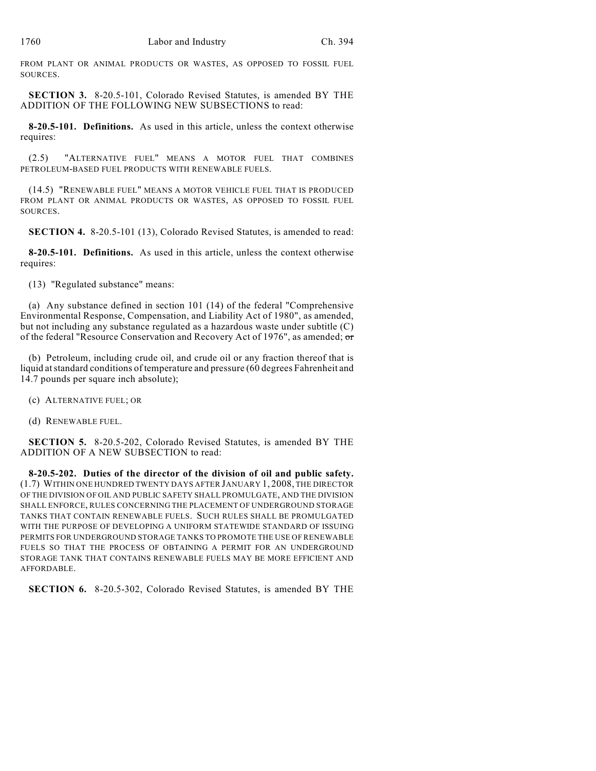FROM PLANT OR ANIMAL PRODUCTS OR WASTES, AS OPPOSED TO FOSSIL FUEL SOURCES.

**SECTION 3.** 8-20.5-101, Colorado Revised Statutes, is amended BY THE ADDITION OF THE FOLLOWING NEW SUBSECTIONS to read:

**8-20.5-101. Definitions.** As used in this article, unless the context otherwise requires:

(2.5) "ALTERNATIVE FUEL" MEANS A MOTOR FUEL THAT COMBINES PETROLEUM-BASED FUEL PRODUCTS WITH RENEWABLE FUELS.

(14.5) "RENEWABLE FUEL" MEANS A MOTOR VEHICLE FUEL THAT IS PRODUCED FROM PLANT OR ANIMAL PRODUCTS OR WASTES, AS OPPOSED TO FOSSIL FUEL SOURCES.

**SECTION 4.** 8-20.5-101 (13), Colorado Revised Statutes, is amended to read:

**8-20.5-101. Definitions.** As used in this article, unless the context otherwise requires:

(13) "Regulated substance" means:

(a) Any substance defined in section 101 (14) of the federal "Comprehensive Environmental Response, Compensation, and Liability Act of 1980", as amended, but not including any substance regulated as a hazardous waste under subtitle (C) of the federal "Resource Conservation and Recovery Act of 1976", as amended; ~~or~~

(b) Petroleum, including crude oil, and crude oil or any fraction thereof that is liquid at standard conditions of temperature and pressure (60 degrees Fahrenheit and 14.7 pounds per square inch absolute);

(c) ALTERNATIVE FUEL; OR

(d) RENEWABLE FUEL.

**SECTION 5.** 8-20.5-202, Colorado Revised Statutes, is amended BY THE ADDITION OF A NEW SUBSECTION to read:

**8-20.5-202. Duties of the director of the division of oil and public safety.** (1.7) WITHIN ONE HUNDRED TWENTY DAYS AFTER JANUARY 1, 2008, THE DIRECTOR OF THE DIVISION OF OIL AND PUBLIC SAFETY SHALL PROMULGATE, AND THE DIVISION SHALL ENFORCE, RULES CONCERNING THE PLACEMENT OF UNDERGROUND STORAGE TANKS THAT CONTAIN RENEWABLE FUELS. SUCH RULES SHALL BE PROMULGATED WITH THE PURPOSE OF DEVELOPING A UNIFORM STATEWIDE STANDARD OF ISSUING PERMITS FOR UNDERGROUND STORAGE TANKS TO PROMOTE THE USE OF RENEWABLE FUELS SO THAT THE PROCESS OF OBTAINING A PERMIT FOR AN UNDERGROUND STORAGE TANK THAT CONTAINS RENEWABLE FUELS MAY BE MORE EFFICIENT AND AFFORDABLE.

**SECTION 6.** 8-20.5-302, Colorado Revised Statutes, is amended BY THE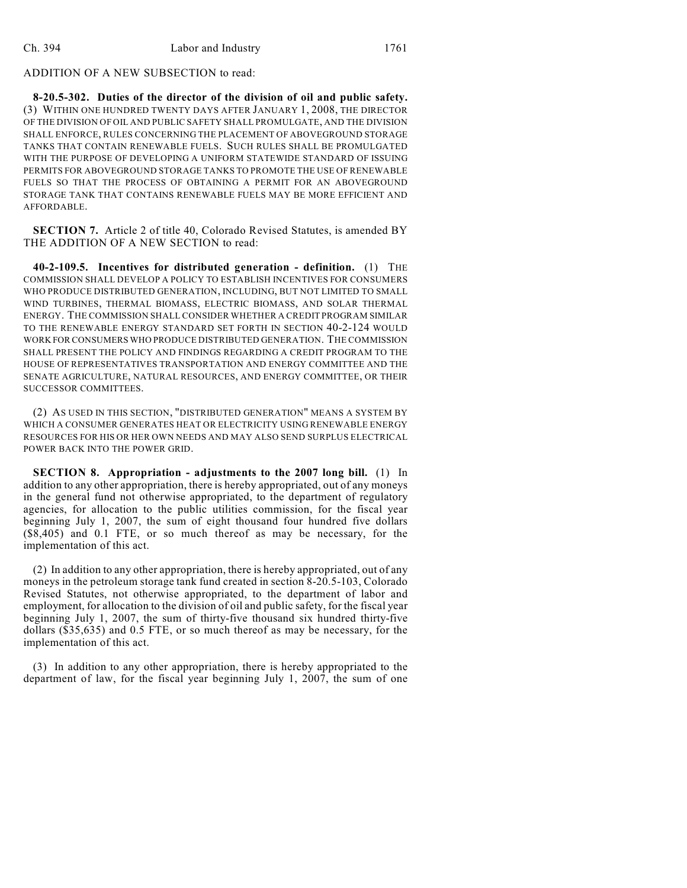ADDITION OF A NEW SUBSECTION to read:

**8-20.5-302. Duties of the director of the division of oil and public safety.** (3) WITHIN ONE HUNDRED TWENTY DAYS AFTER JANUARY 1, 2008, THE DIRECTOR OF THE DIVISION OF OIL AND PUBLIC SAFETY SHALL PROMULGATE, AND THE DIVISION SHALL ENFORCE, RULES CONCERNING THE PLACEMENT OF ABOVEGROUND STORAGE TANKS THAT CONTAIN RENEWABLE FUELS. SUCH RULES SHALL BE PROMULGATED WITH THE PURPOSE OF DEVELOPING A UNIFORM STATEWIDE STANDARD OF ISSUING PERMITS FOR ABOVEGROUND STORAGE TANKS TO PROMOTE THE USE OF RENEWABLE FUELS SO THAT THE PROCESS OF OBTAINING A PERMIT FOR AN ABOVEGROUND STORAGE TANK THAT CONTAINS RENEWABLE FUELS MAY BE MORE EFFICIENT AND AFFORDABLE.

**SECTION 7.** Article 2 of title 40, Colorado Revised Statutes, is amended BY THE ADDITION OF A NEW SECTION to read:

**40-2-109.5. Incentives for distributed generation - definition.** (1) THE COMMISSION SHALL DEVELOP A POLICY TO ESTABLISH INCENTIVES FOR CONSUMERS WHO PRODUCE DISTRIBUTED GENERATION, INCLUDING, BUT NOT LIMITED TO SMALL WIND TURBINES, THERMAL BIOMASS, ELECTRIC BIOMASS, AND SOLAR THERMAL ENERGY. THE COMMISSION SHALL CONSIDER WHETHER A CREDIT PROGRAM SIMILAR TO THE RENEWABLE ENERGY STANDARD SET FORTH IN SECTION 40-2-124 WOULD WORK FOR CONSUMERS WHO PRODUCE DISTRIBUTED GENERATION. THE COMMISSION SHALL PRESENT THE POLICY AND FINDINGS REGARDING A CREDIT PROGRAM TO THE HOUSE OF REPRESENTATIVES TRANSPORTATION AND ENERGY COMMITTEE AND THE SENATE AGRICULTURE, NATURAL RESOURCES, AND ENERGY COMMITTEE, OR THEIR SUCCESSOR COMMITTEES.

(2) AS USED IN THIS SECTION, "DISTRIBUTED GENERATION" MEANS A SYSTEM BY WHICH A CONSUMER GENERATES HEAT OR ELECTRICITY USING RENEWABLE ENERGY RESOURCES FOR HIS OR HER OWN NEEDS AND MAY ALSO SEND SURPLUS ELECTRICAL POWER BACK INTO THE POWER GRID.

**SECTION 8. Appropriation - adjustments to the 2007 long bill.** (1) In addition to any other appropriation, there is hereby appropriated, out of any moneys in the general fund not otherwise appropriated, to the department of regulatory agencies, for allocation to the public utilities commission, for the fiscal year beginning July 1, 2007, the sum of eight thousand four hundred five dollars ($8,405) and 0.1 FTE, or so much thereof as may be necessary, for the implementation of this act.

(2) In addition to any other appropriation, there is hereby appropriated, out of any moneys in the petroleum storage tank fund created in section 8-20.5-103, Colorado Revised Statutes, not otherwise appropriated, to the department of labor and employment, for allocation to the division of oil and public safety, for the fiscal year beginning July 1, 2007, the sum of thirty-five thousand six hundred thirty-five dollars ($35,635) and 0.5 FTE, or so much thereof as may be necessary, for the implementation of this act.

(3) In addition to any other appropriation, there is hereby appropriated to the department of law, for the fiscal year beginning July 1, 2007, the sum of one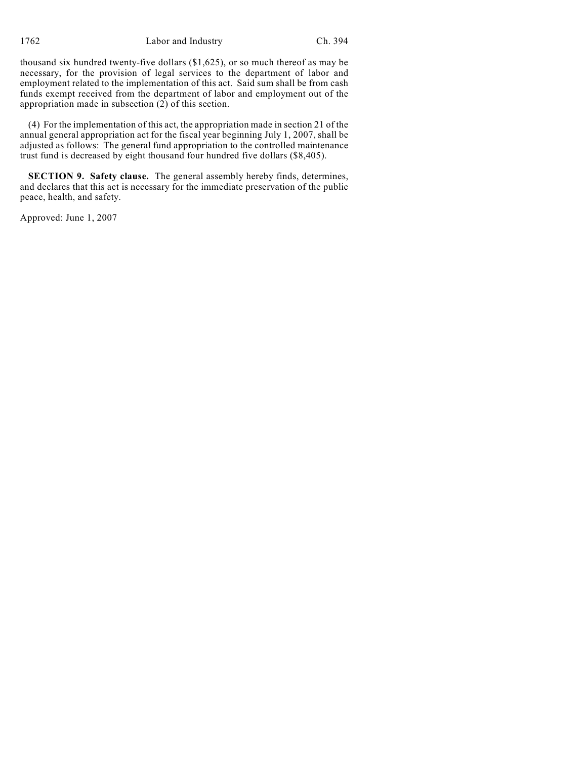thousand six hundred twenty-five dollars ($1,625), or so much thereof as may be necessary, for the provision of legal services to the department of labor and employment related to the implementation of this act. Said sum shall be from cash funds exempt received from the department of labor and employment out of the appropriation made in subsection (2) of this section.

(4) For the implementation of this act, the appropriation made in section 21 of the annual general appropriation act for the fiscal year beginning July 1, 2007, shall be adjusted as follows: The general fund appropriation to the controlled maintenance trust fund is decreased by eight thousand four hundred five dollars ($8,405).

**SECTION 9. Safety clause.** The general assembly hereby finds, determines, and declares that this act is necessary for the immediate preservation of the public peace, health, and safety.

Approved: June 1, 2007